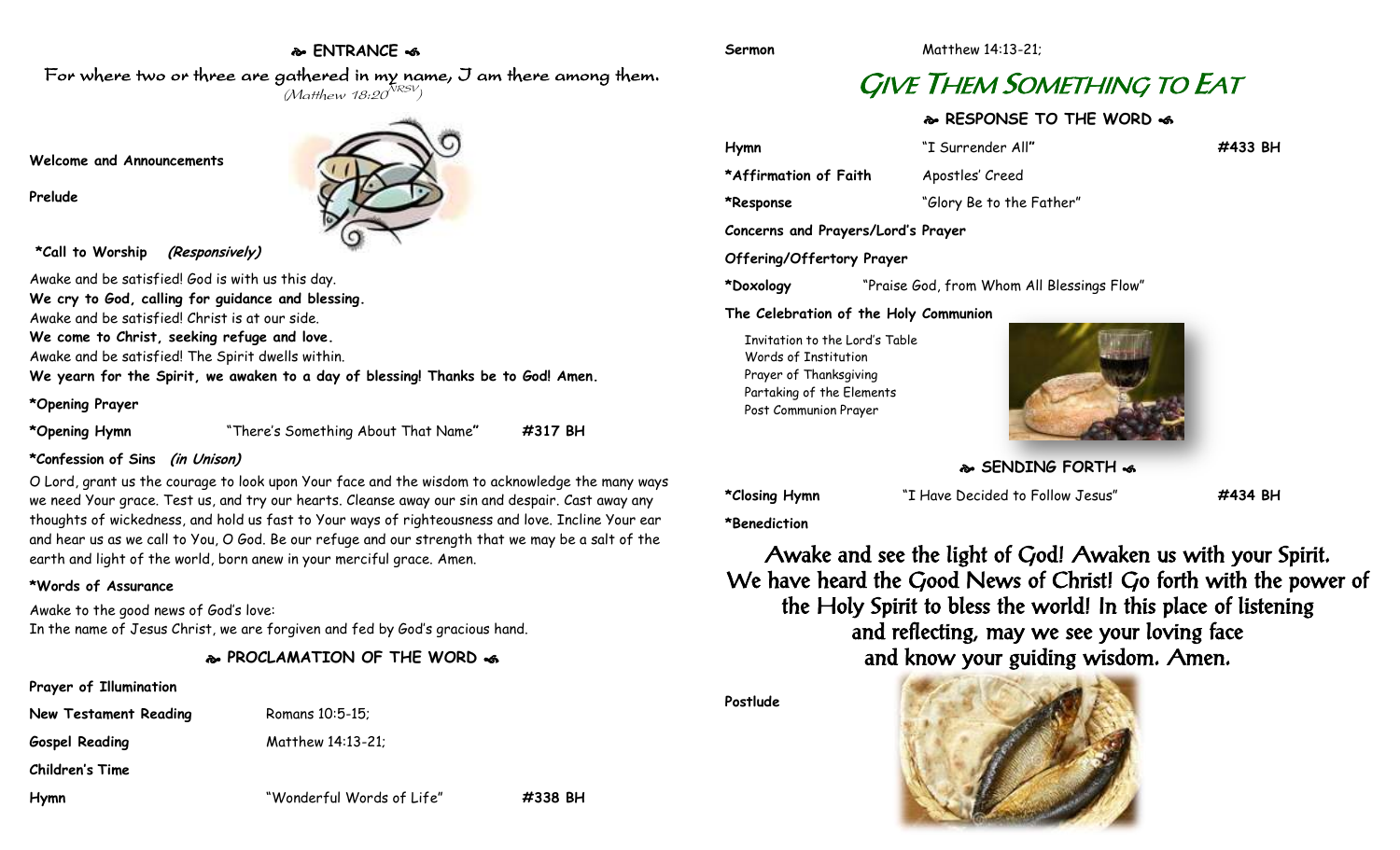## ENTRANCE

*For where two or three are gathered in my name, I am there among them.* (Matthew 18:20 NRSV)

**Welcome and Announcements**

**Prelude**

**\*Call to Worship** ***(Responsively)***

Awake and be satisfied! God is with us this day.
**We cry to God, calling for guidance and blessing.**
Awake and be satisfied! Christ is at our side.
**We come to Christ, seeking refuge and love.**
Awake and be satisfied! The Spirit dwells within.
**We yearn for the Spirit, we awaken to a day of blessing! Thanks be to God! Amen.**

**\*Opening Prayer**

**\*Opening Hymn** "There's Something About That Name" **#317 BH**

**\*Confession of Sins** ***(in Unison)***

O Lord, grant us the courage to look upon Your face and the wisdom to acknowledge the many ways we need Your grace. Test us, and try our hearts. Cleanse away our sin and despair. Cast away any thoughts of wickedness, and hold us fast to Your ways of righteousness and love. Incline Your ear and hear us as we call to You, O God. Be our refuge and our strength that we may be a salt of the earth and light of the world, born anew in your merciful grace. Amen.

**\*Words of Assurance**

Awake to the good news of God's love:
In the name of Jesus Christ, we are forgiven and fed by God's gracious hand.

## PROCLAMATION OF THE WORD

**Prayer of Illumination**

**New Testament Reading** Romans 10:5-15;

**Gospel Reading** Matthew 14:13-21;

**Children's Time**

**Hymn** "Wonderful Words of Life" **#338 BH**

**Sermon** Matthew 14:13-21;

# GIVE THEM SOMETHING TO EAT

## RESPONSE TO THE WORD

**Hymn** "I Surrender All" **#433 BH**

**\*Affirmation of Faith** Apostles' Creed

**\*Response** "Glory Be to the Father"

**Concerns and Prayers/Lord's Prayer**

**Offering/Offertory Prayer**

**\*Doxology** "Praise God, from Whom All Blessings Flow"

**The Celebration of the Holy Communion**

Invitation to the Lord's Table
Words of Institution
Prayer of Thanksgiving
Partaking of the Elements
Post Communion Prayer

## SENDING FORTH

**\*Closing Hymn** "I Have Decided to Follow Jesus" **#434 BH**

**\*Benediction**

**Awake and see the light of God! Awaken us with your Spirit. We have heard the Good News of Christ! Go forth with the power of the Holy Spirit to bless the world! In this place of listening and reflecting, may we see your loving face and know your guiding wisdom. Amen.**

**Postlude**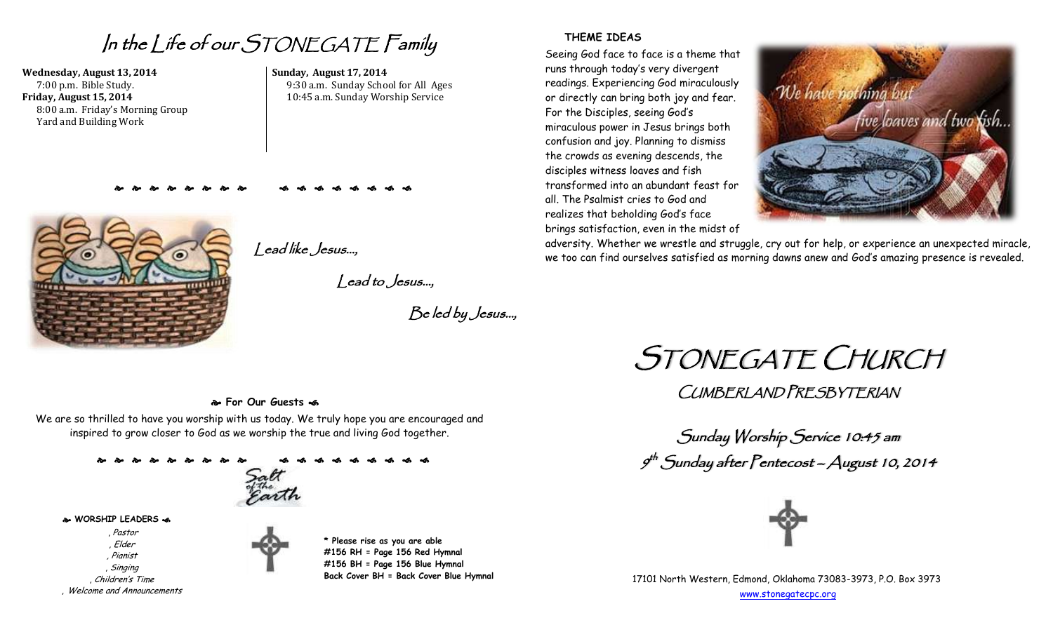# In the Life of our STONEGATE Family

**Wednesday, August 13, 2014**
7:00 p.m. Bible Study.
**Friday, August 15, 2014**
8:00 a.m. Friday's Morning Group
Yard and Building Work

**Sunday, August 17, 2014**
9:30 a.m. Sunday School for All Ages
10:45 a.m. Sunday Worship Service

*Lead like Jesus…,*

*Lead to Jesus…,*

*Be led by Jesus…,*

**For Our Guests**

We are so thrilled to have you worship with us today. We truly hope you are encouraged and inspired to grow closer to God as we worship the true and living God together.

Salt of the Earth

**WORSHIP LEADERS**

*, Pastor*
*, Elder*
*, Pianist*
*, Singing*
*, Children's Time*
*, Welcome and Announcements*

**\* Please rise as you are able**
**#156 RH = Page 156 Red Hymnal**
**#156 BH = Page 156 Blue Hymnal**
**Back Cover BH = Back Cover Blue Hymnal**

**THEME IDEAS**

Seeing God face to face is a theme that runs through today's very divergent readings. Experiencing God miraculously or directly can bring both joy and fear. For the Disciples, seeing God's miraculous power in Jesus brings both confusion and joy. Planning to dismiss the crowds as evening descends, the disciples witness loaves and fish transformed into an abundant feast for all. The Psalmist cries to God and realizes that beholding God's face brings satisfaction, even in the midst of adversity. Whether we wrestle and struggle, cry out for help, or experience an unexpected miracle, we too can find ourselves satisfied as morning dawns anew and God's amazing presence is revealed.

We have nothing but five loaves and two fish…

# STONEGATE CHURCH

## CUMBERLAND PRESBYTERIAN

Sunday Worship Service 10:45 am

9th Sunday after Pentecost – August 10, 2014

17101 North Western, Edmond, Oklahoma 73083-3973, P.O. Box 3973
www.stonegatecpc.org